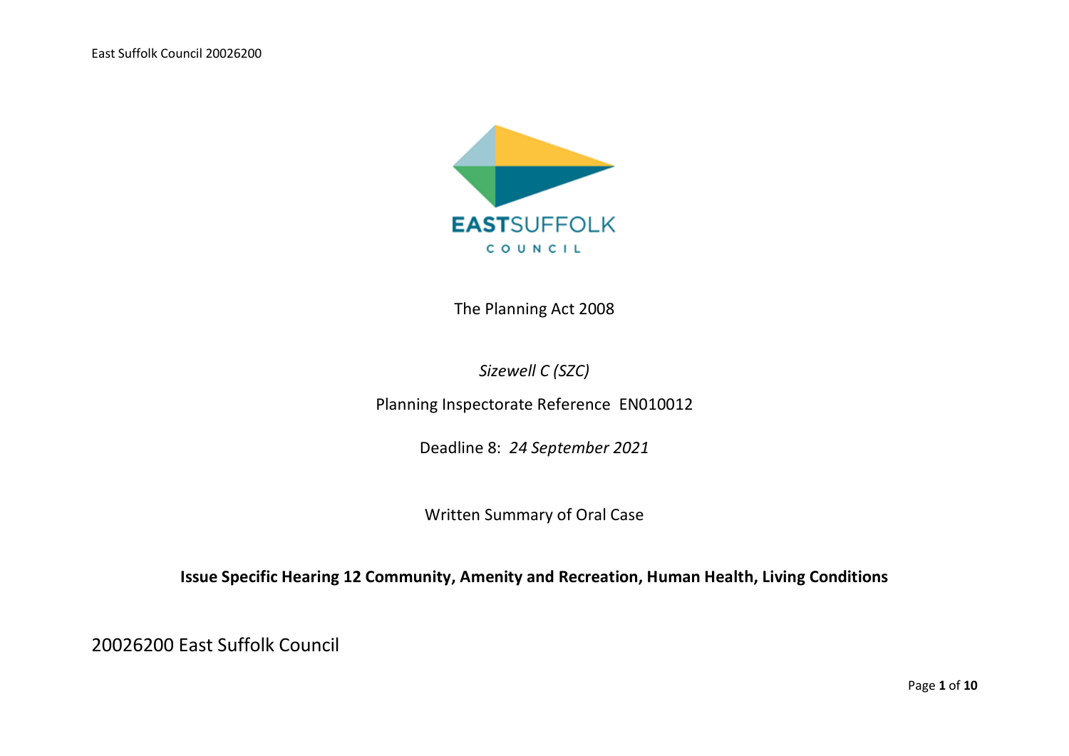EASTSUFFOLK

COUNCIL

The Planning Act 2008

*Sizewell C (SZC)*

Planning Inspectorate Reference EN010012

Deadline 8: *24 September 2021*

Written Summary of Oral Case

**Issue Specific Hearing 12 Community, Amenity and Recreation, Human Health, Living Conditions**

20026200 East Suffolk Council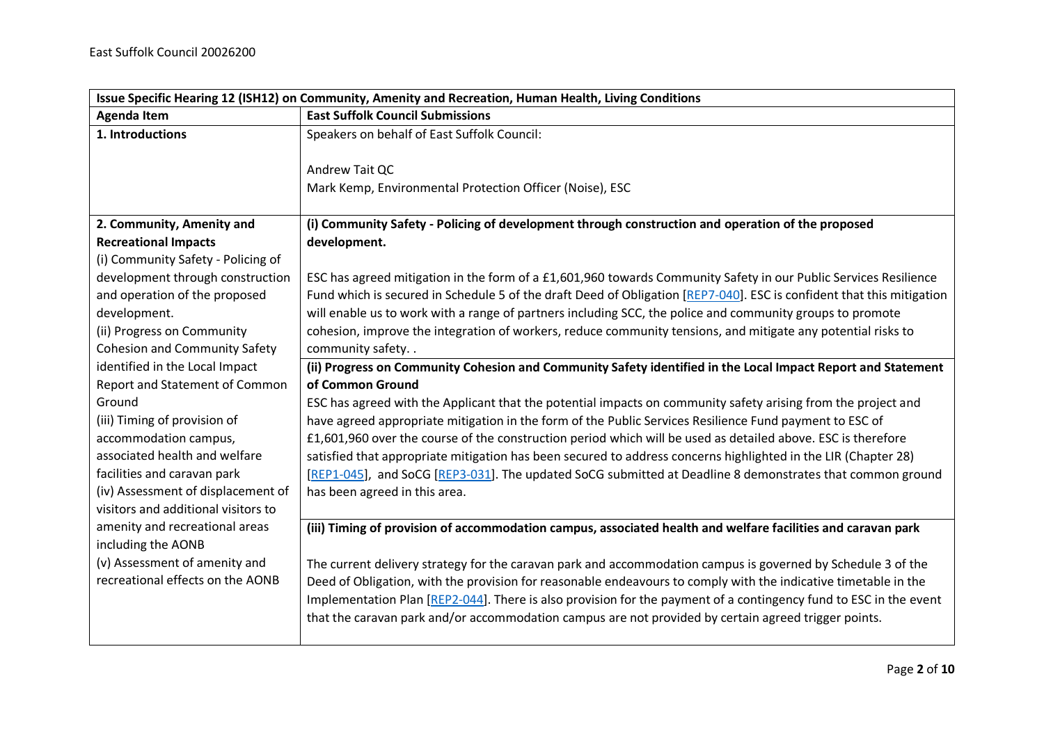East Suffolk Council 20026200

| Issue Specific Hearing 12 (ISH12) on Community, Amenity and Recreation, Human Health, Living Conditions | |
|---|---|
| **Agenda Item** | **East Suffolk Council Submissions** |
| **1. Introductions** | Speakers on behalf of East Suffolk Council:<br><br>Andrew Tait QC<br>Mark Kemp, Environmental Protection Officer (Noise), ESC |
| **2. Community, Amenity and Recreational Impacts**<br>(i) Community Safety - Policing of development through construction and operation of the proposed development.<br>(ii) Progress on Community Cohesion and Community Safety identified in the Local Impact Report and Statement of Common Ground<br>(iii) Timing of provision of accommodation campus, associated health and welfare facilities and caravan park<br>(iv) Assessment of displacement of visitors and additional visitors to amenity and recreational areas including the AONB<br>(v) Assessment of amenity and recreational effects on the AONB | **(i) Community Safety - Policing of development through construction and operation of the proposed development.**<br><br>ESC has agreed mitigation in the form of a £1,601,960 towards Community Safety in our Public Services Resilience Fund which is secured in Schedule 5 of the draft Deed of Obligation [REP7-040]. ESC is confident that this mitigation will enable us to work with a range of partners including SCC, the police and community groups to promote cohesion, improve the integration of workers, reduce community tensions, and mitigate any potential risks to community safety. .<br><br>**(ii) Progress on Community Cohesion and Community Safety identified in the Local Impact Report and Statement of Common Ground**<br>ESC has agreed with the Applicant that the potential impacts on community safety arising from the project and have agreed appropriate mitigation in the form of the Public Services Resilience Fund payment to ESC of £1,601,960 over the course of the construction period which will be used as detailed above. ESC is therefore satisfied that appropriate mitigation has been secured to address concerns highlighted in the LIR (Chapter 28) [REP1-045], and SoCG [REP3-031]. The updated SoCG submitted at Deadline 8 demonstrates that common ground has been agreed in this area.<br><br>**(iii) Timing of provision of accommodation campus, associated health and welfare facilities and caravan park**<br><br>The current delivery strategy for the caravan park and accommodation campus is governed by Schedule 3 of the Deed of Obligation, with the provision for reasonable endeavours to comply with the indicative timetable in the Implementation Plan [REP2-044]. There is also provision for the payment of a contingency fund to ESC in the event that the caravan park and/or accommodation campus are not provided by certain agreed trigger points. |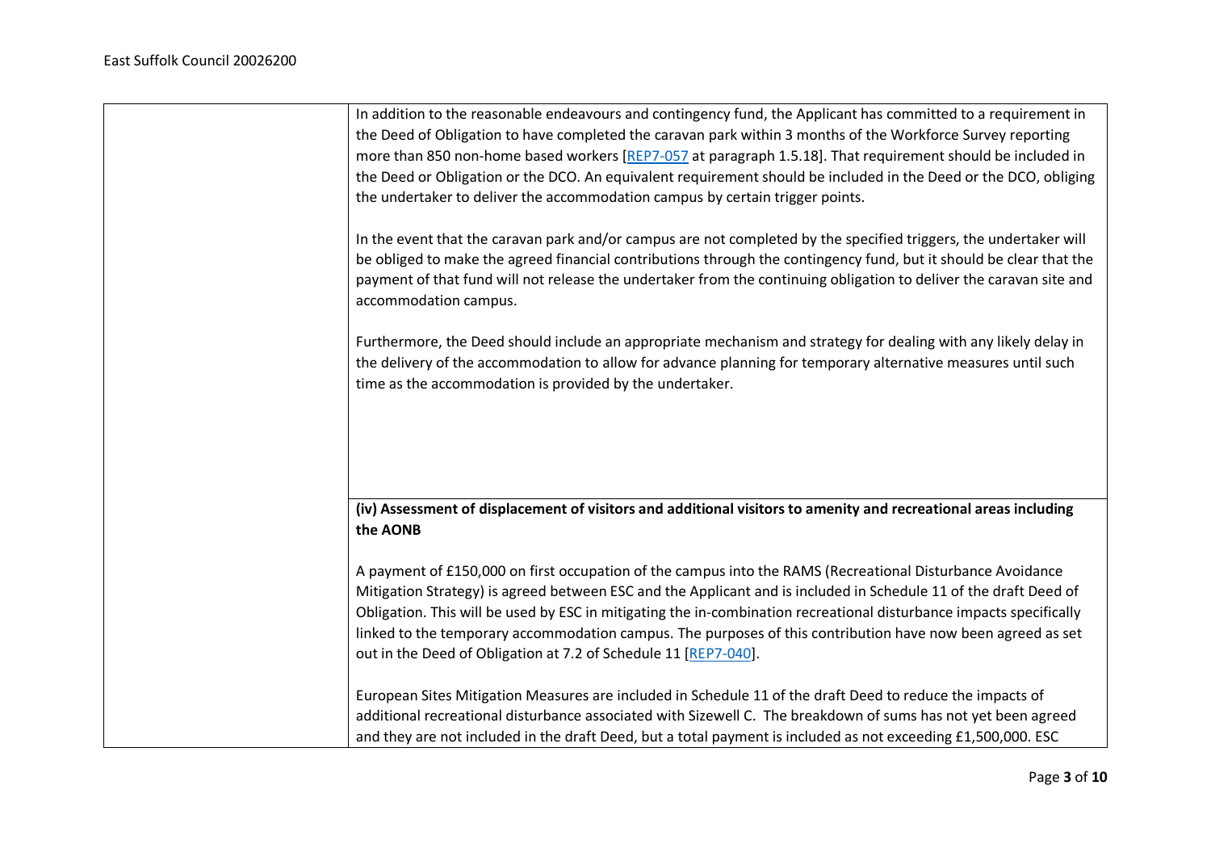| | |
|---|---|
| | In addition to the reasonable endeavours and contingency fund, the Applicant has committed to a requirement in the Deed of Obligation to have completed the caravan park within 3 months of the Workforce Survey reporting more than 850 non-home based workers [REP7-057 at paragraph 1.5.18]. That requirement should be included in the Deed or Obligation or the DCO. An equivalent requirement should be included in the Deed or the DCO, obliging the undertaker to deliver the accommodation campus by certain trigger points.<br><br>In the event that the caravan park and/or campus are not completed by the specified triggers, the undertaker will be obliged to make the agreed financial contributions through the contingency fund, but it should be clear that the payment of that fund will not release the undertaker from the continuing obligation to deliver the caravan site and accommodation campus.<br><br>Furthermore, the Deed should include an appropriate mechanism and strategy for dealing with any likely delay in the delivery of the accommodation to allow for advance planning for temporary alternative measures until such time as the accommodation is provided by the undertaker. |
| | **(iv) Assessment of displacement of visitors and additional visitors to amenity and recreational areas including the AONB**<br><br>A payment of £150,000 on first occupation of the campus into the RAMS (Recreational Disturbance Avoidance Mitigation Strategy) is agreed between ESC and the Applicant and is included in Schedule 11 of the draft Deed of Obligation. This will be used by ESC in mitigating the in-combination recreational disturbance impacts specifically linked to the temporary accommodation campus. The purposes of this contribution have now been agreed as set out in the Deed of Obligation at 7.2 of Schedule 11 [REP7-040].<br><br>European Sites Mitigation Measures are included in Schedule 11 of the draft Deed to reduce the impacts of additional recreational disturbance associated with Sizewell C. The breakdown of sums has not yet been agreed and they are not included in the draft Deed, but a total payment is included as not exceeding £1,500,000. ESC |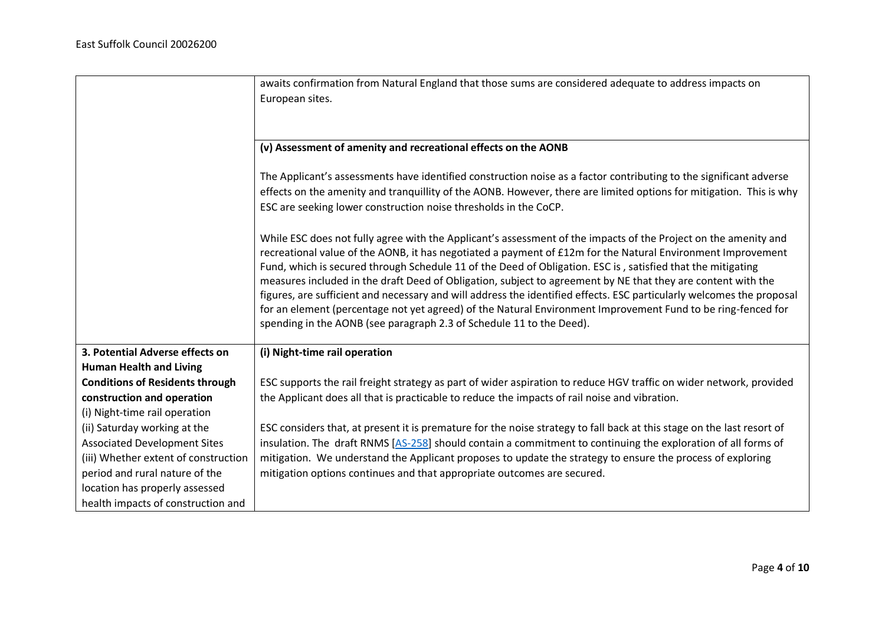| | |
|---|---|
| | awaits confirmation from Natural England that those sums are considered adequate to address impacts on European sites. |
| | **(v) Assessment of amenity and recreational effects on the AONB**<br><br>The Applicant's assessments have identified construction noise as a factor contributing to the significant adverse effects on the amenity and tranquillity of the AONB. However, there are limited options for mitigation. This is why ESC are seeking lower construction noise thresholds in the CoCP.<br><br>While ESC does not fully agree with the Applicant's assessment of the impacts of the Project on the amenity and recreational value of the AONB, it has negotiated a payment of £12m for the Natural Environment Improvement Fund, which is secured through Schedule 11 of the Deed of Obligation. ESC is , satisfied that the mitigating measures included in the draft Deed of Obligation, subject to agreement by NE that they are content with the figures, are sufficient and necessary and will address the identified effects. ESC particularly welcomes the proposal for an element (percentage not yet agreed) of the Natural Environment Improvement Fund to be ring-fenced for spending in the AONB (see paragraph 2.3 of Schedule 11 to the Deed). |
| **3. Potential Adverse effects on Human Health and Living Conditions of Residents through construction and operation**<br>(i) Night-time rail operation<br>(ii) Saturday working at the Associated Development Sites<br>(iii) Whether extent of construction period and rural nature of the location has properly assessed health impacts of construction and | **(i) Night-time rail operation**<br><br>ESC supports the rail freight strategy as part of wider aspiration to reduce HGV traffic on wider network, provided the Applicant does all that is practicable to reduce the impacts of rail noise and vibration.<br><br>ESC considers that, at present it is premature for the noise strategy to fall back at this stage on the last resort of insulation. The draft RNMS [AS-258] should contain a commitment to continuing the exploration of all forms of mitigation. We understand the Applicant proposes to update the strategy to ensure the process of exploring mitigation options continues and that appropriate outcomes are secured. |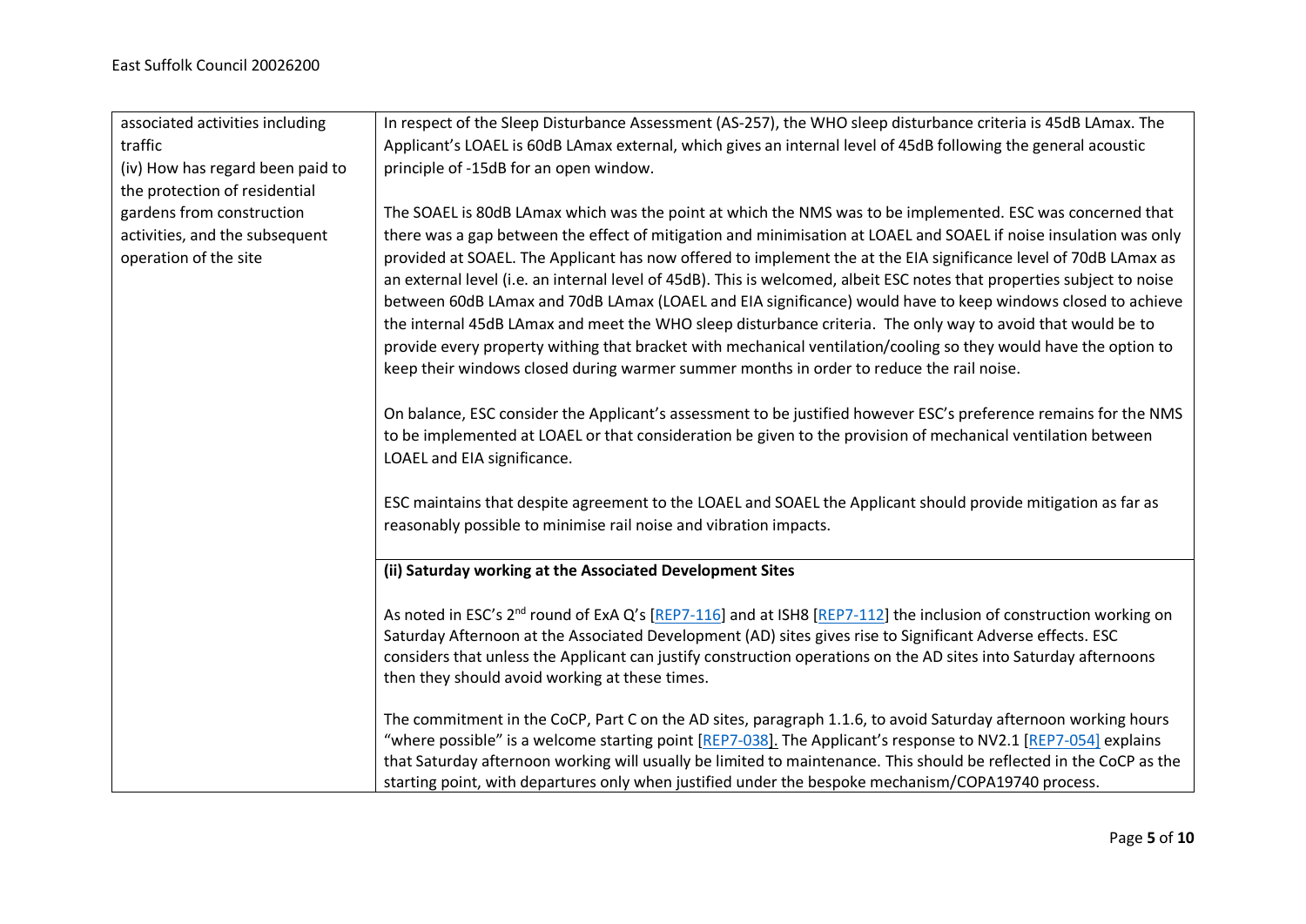| | |
|---|---|
| associated activities including traffic<br>(iv) How has regard been paid to the protection of residential gardens from construction activities, and the subsequent operation of the site | In respect of the Sleep Disturbance Assessment (AS-257), the WHO sleep disturbance criteria is 45dB LAmax. The Applicant's LOAEL is 60dB LAmax external, which gives an internal level of 45dB following the general acoustic principle of -15dB for an open window.<br><br>The SOAEL is 80dB LAmax which was the point at which the NMS was to be implemented. ESC was concerned that there was a gap between the effect of mitigation and minimisation at LOAEL and SOAEL if noise insulation was only provided at SOAEL. The Applicant has now offered to implement the at the EIA significance level of 70dB LAmax as an external level (i.e. an internal level of 45dB). This is welcomed, albeit ESC notes that properties subject to noise between 60dB LAmax and 70dB LAmax (LOAEL and EIA significance) would have to keep windows closed to achieve the internal 45dB LAmax and meet the WHO sleep disturbance criteria. The only way to avoid that would be to provide every property withing that bracket with mechanical ventilation/cooling so they would have the option to keep their windows closed during warmer summer months in order to reduce the rail noise.<br><br>On balance, ESC consider the Applicant's assessment to be justified however ESC's preference remains for the NMS to be implemented at LOAEL or that consideration be given to the provision of mechanical ventilation between LOAEL and EIA significance.<br><br>ESC maintains that despite agreement to the LOAEL and SOAEL the Applicant should provide mitigation as far as reasonably possible to minimise rail noise and vibration impacts. |
| | **(ii) Saturday working at the Associated Development Sites**<br><br>As noted in ESC's 2nd round of ExA Q's [REP7-116] and at ISH8 [REP7-112] the inclusion of construction working on Saturday Afternoon at the Associated Development (AD) sites gives rise to Significant Adverse effects. ESC considers that unless the Applicant can justify construction operations on the AD sites into Saturday afternoons then they should avoid working at these times.<br><br>The commitment in the CoCP, Part C on the AD sites, paragraph 1.1.6, to avoid Saturday afternoon working hours "where possible" is a welcome starting point [REP7-038]. The Applicant's response to NV2.1 [REP7-054] explains that Saturday afternoon working will usually be limited to maintenance. This should be reflected in the CoCP as the starting point, with departures only when justified under the bespoke mechanism/COPA19740 process. |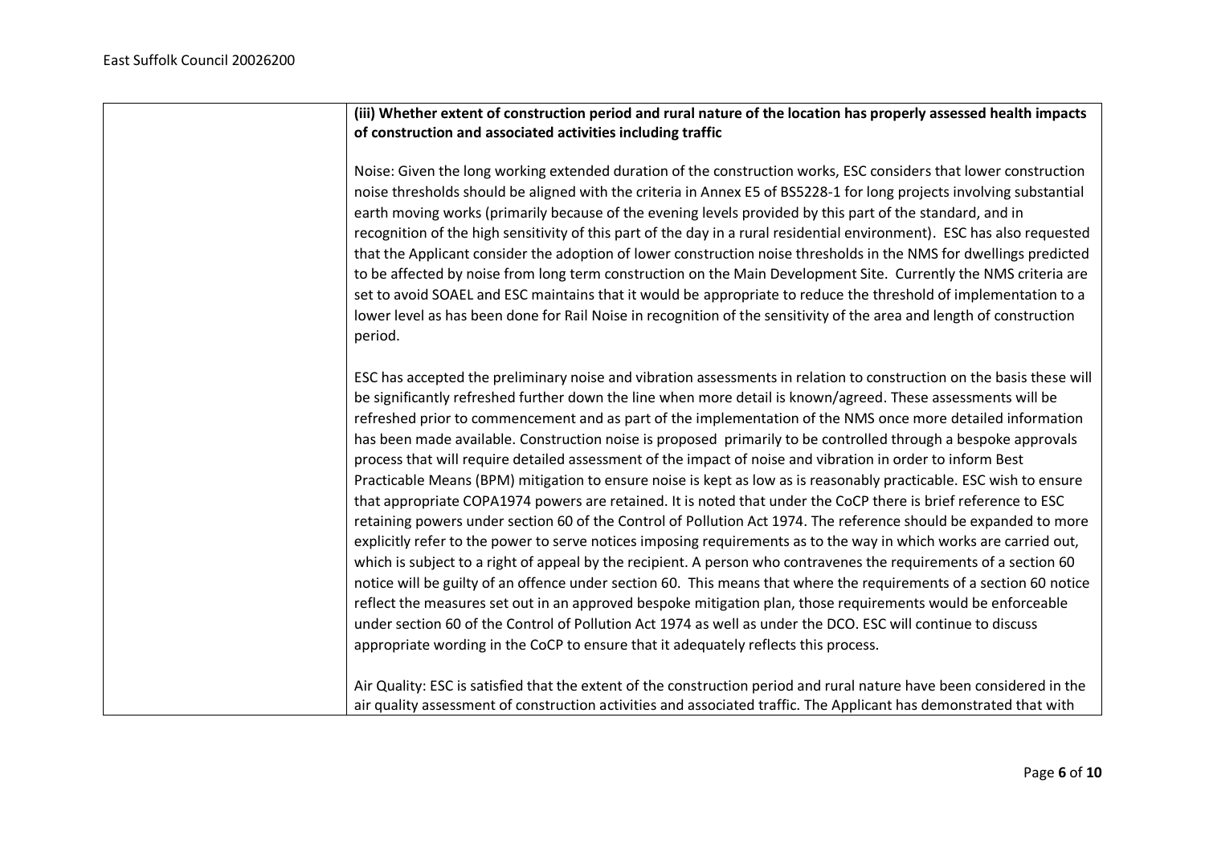| | **(iii) Whether extent of construction period and rural nature of the location has properly assessed health impacts of construction and associated activities including traffic**<br><br>Noise: Given the long working extended duration of the construction works, ESC considers that lower construction noise thresholds should be aligned with the criteria in Annex E5 of BS5228-1 for long projects involving substantial earth moving works (primarily because of the evening levels provided by this part of the standard, and in recognition of the high sensitivity of this part of the day in a rural residential environment). ESC has also requested that the Applicant consider the adoption of lower construction noise thresholds in the NMS for dwellings predicted to be affected by noise from long term construction on the Main Development Site. Currently the NMS criteria are set to avoid SOAEL and ESC maintains that it would be appropriate to reduce the threshold of implementation to a lower level as has been done for Rail Noise in recognition of the sensitivity of the area and length of construction period.<br><br>ESC has accepted the preliminary noise and vibration assessments in relation to construction on the basis these will be significantly refreshed further down the line when more detail is known/agreed. These assessments will be refreshed prior to commencement and as part of the implementation of the NMS once more detailed information has been made available. Construction noise is proposed primarily to be controlled through a bespoke approvals process that will require detailed assessment of the impact of noise and vibration in order to inform Best Practicable Means (BPM) mitigation to ensure noise is kept as low as is reasonably practicable. ESC wish to ensure that appropriate COPA1974 powers are retained. It is noted that under the CoCP there is brief reference to ESC retaining powers under section 60 of the Control of Pollution Act 1974. The reference should be expanded to more explicitly refer to the power to serve notices imposing requirements as to the way in which works are carried out, which is subject to a right of appeal by the recipient. A person who contravenes the requirements of a section 60 notice will be guilty of an offence under section 60. This means that where the requirements of a section 60 notice reflect the measures set out in an approved bespoke mitigation plan, those requirements would be enforceable under section 60 of the Control of Pollution Act 1974 as well as under the DCO. ESC will continue to discuss appropriate wording in the CoCP to ensure that it adequately reflects this process.<br><br>Air Quality: ESC is satisfied that the extent of the construction period and rural nature have been considered in the air quality assessment of construction activities and associated traffic. The Applicant has demonstrated that with |
|---|---|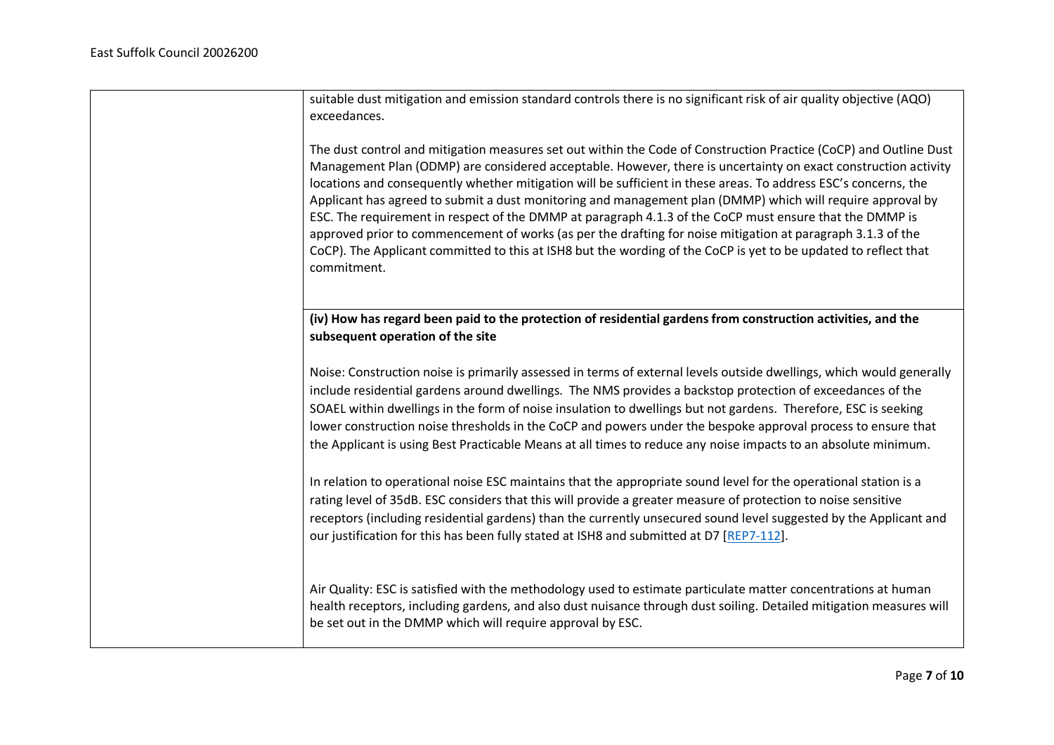| | |
|---|---|
| | suitable dust mitigation and emission standard controls there is no significant risk of air quality objective (AQO) exceedances.<br><br>The dust control and mitigation measures set out within the Code of Construction Practice (CoCP) and Outline Dust Management Plan (ODMP) are considered acceptable. However, there is uncertainty on exact construction activity locations and consequently whether mitigation will be sufficient in these areas. To address ESC's concerns, the Applicant has agreed to submit a dust monitoring and management plan (DMMP) which will require approval by ESC. The requirement in respect of the DMMP at paragraph 4.1.3 of the CoCP must ensure that the DMMP is approved prior to commencement of works (as per the drafting for noise mitigation at paragraph 3.1.3 of the CoCP). The Applicant committed to this at ISH8 but the wording of the CoCP is yet to be updated to reflect that commitment. |
| | **(iv) How has regard been paid to the protection of residential gardens from construction activities, and the subsequent operation of the site**<br><br>Noise: Construction noise is primarily assessed in terms of external levels outside dwellings, which would generally include residential gardens around dwellings. The NMS provides a backstop protection of exceedances of the SOAEL within dwellings in the form of noise insulation to dwellings but not gardens. Therefore, ESC is seeking lower construction noise thresholds in the CoCP and powers under the bespoke approval process to ensure that the Applicant is using Best Practicable Means at all times to reduce any noise impacts to an absolute minimum.<br><br>In relation to operational noise ESC maintains that the appropriate sound level for the operational station is a rating level of 35dB. ESC considers that this will provide a greater measure of protection to noise sensitive receptors (including residential gardens) than the currently unsecured sound level suggested by the Applicant and our justification for this has been fully stated at ISH8 and submitted at D7 [REP7-112].<br><br>Air Quality: ESC is satisfied with the methodology used to estimate particulate matter concentrations at human health receptors, including gardens, and also dust nuisance through dust soiling. Detailed mitigation measures will be set out in the DMMP which will require approval by ESC. |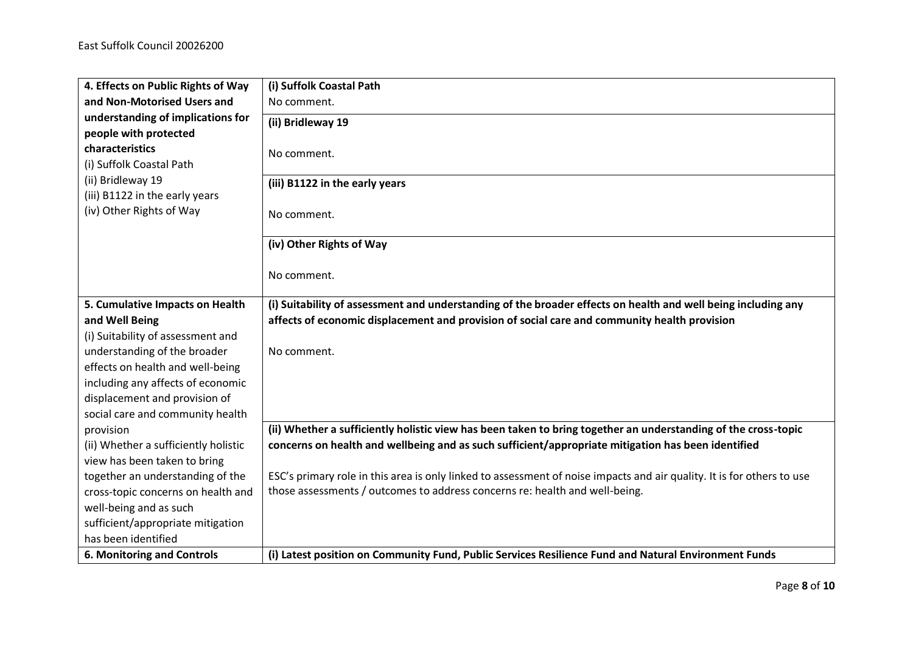| | |
|---|---|
| **4. Effects on Public Rights of Way and Non-Motorised Users and understanding of implications for people with protected characteristics**<br>(i) Suffolk Coastal Path<br>(ii) Bridleway 19<br>(iii) B1122 in the early years<br>(iv) Other Rights of Way | **(i) Suffolk Coastal Path**<br>No comment. |
| | **(ii) Bridleway 19**<br><br>No comment. |
| | **(iii) B1122 in the early years**<br><br>No comment. |
| | **(iv) Other Rights of Way**<br><br>No comment. |
| **5. Cumulative Impacts on Health and Well Being**<br>(i) Suitability of assessment and understanding of the broader effects on health and well-being including any affects of economic displacement and provision of social care and community health provision<br>(ii) Whether a sufficiently holistic view has been taken to bring together an understanding of the cross-topic concerns on health and well-being and as such sufficient/appropriate mitigation has been identified | **(i) Suitability of assessment and understanding of the broader effects on health and well being including any affects of economic displacement and provision of social care and community health provision**<br><br>No comment. |
| | **(ii) Whether a sufficiently holistic view has been taken to bring together an understanding of the cross-topic concerns on health and wellbeing and as such sufficient/appropriate mitigation has been identified**<br><br>ESC's primary role in this area is only linked to assessment of noise impacts and air quality. It is for others to use those assessments / outcomes to address concerns re: health and well-being. |
| **6. Monitoring and Controls** | **(i) Latest position on Community Fund, Public Services Resilience Fund and Natural Environment Funds** |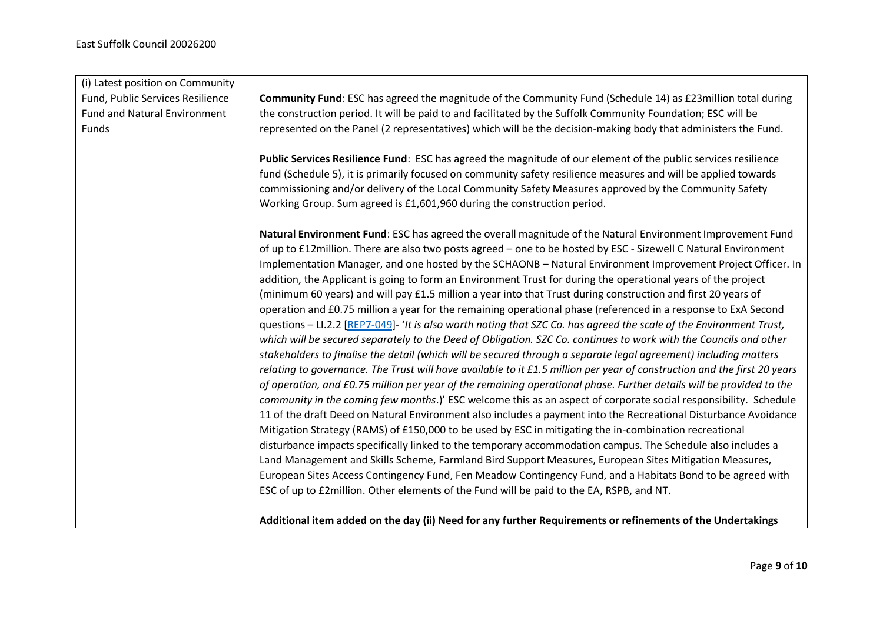| (i) Latest position on Community Fund, Public Services Resilience Fund and Natural Environment Funds | **Community Fund**: ESC has agreed the magnitude of the Community Fund (Schedule 14) as £23million total during the construction period. It will be paid to and facilitated by the Suffolk Community Foundation; ESC will be represented on the Panel (2 representatives) which will be the decision-making body that administers the Fund.<br><br>**Public Services Resilience Fund**: ESC has agreed the magnitude of our element of the public services resilience fund (Schedule 5), it is primarily focused on community safety resilience measures and will be applied towards commissioning and/or delivery of the Local Community Safety Measures approved by the Community Safety Working Group. Sum agreed is £1,601,960 during the construction period.<br><br>**Natural Environment Fund**: ESC has agreed the overall magnitude of the Natural Environment Improvement Fund of up to £12million. There are also two posts agreed – one to be hosted by ESC - Sizewell C Natural Environment Implementation Manager, and one hosted by the SCHAONB – Natural Environment Improvement Project Officer. In addition, the Applicant is going to form an Environment Trust for during the operational years of the project (minimum 60 years) and will pay £1.5 million a year into that Trust during construction and first 20 years of operation and £0.75 million a year for the remaining operational phase (referenced in a response to ExA Second questions – LI.2.2 [REP7-049]- '*It is also worth noting that SZC Co. has agreed the scale of the Environment Trust, which will be secured separately to the Deed of Obligation. SZC Co. continues to work with the Councils and other stakeholders to finalise the detail (which will be secured through a separate legal agreement) including matters relating to governance. The Trust will have available to it £1.5 million per year of construction and the first 20 years of operation, and £0.75 million per year of the remaining operational phase. Further details will be provided to the community in the coming few months*.)' ESC welcome this as an aspect of corporate social responsibility. Schedule 11 of the draft Deed on Natural Environment also includes a payment into the Recreational Disturbance Avoidance Mitigation Strategy (RAMS) of £150,000 to be used by ESC in mitigating the in-combination recreational disturbance impacts specifically linked to the temporary accommodation campus. The Schedule also includes a Land Management and Skills Scheme, Farmland Bird Support Measures, European Sites Mitigation Measures, European Sites Access Contingency Fund, Fen Meadow Contingency Fund, and a Habitats Bond to be agreed with ESC of up to £2million. Other elements of the Fund will be paid to the EA, RSPB, and NT.<br><br>**Additional item added on the day (ii) Need for any further Requirements or refinements of the Undertakings** |
|---|---|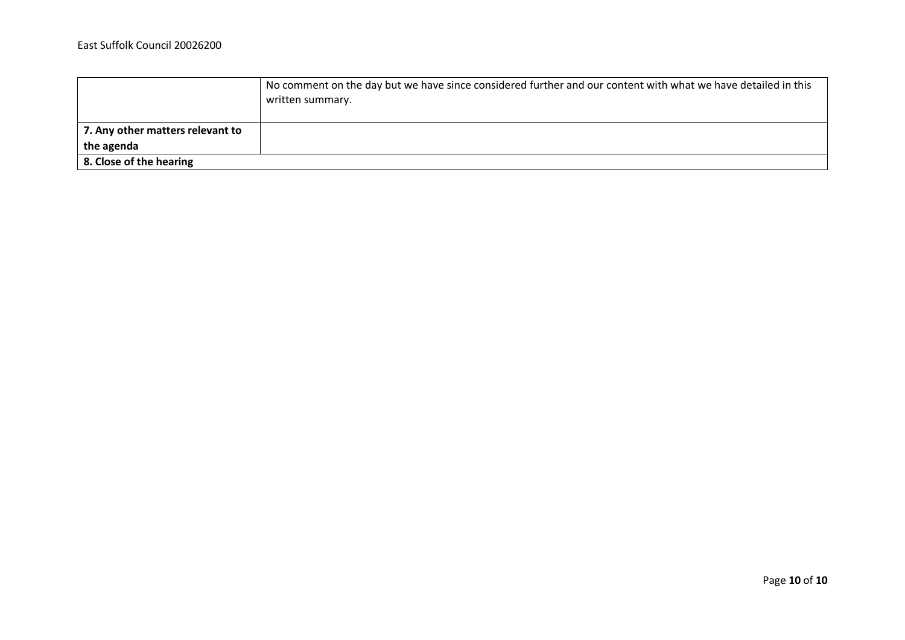| | |
|---|---|
| | No comment on the day but we have since considered further and our content with what we have detailed in this written summary. |
| **7. Any other matters relevant to the agenda** | |
| **8. Close of the hearing** | |